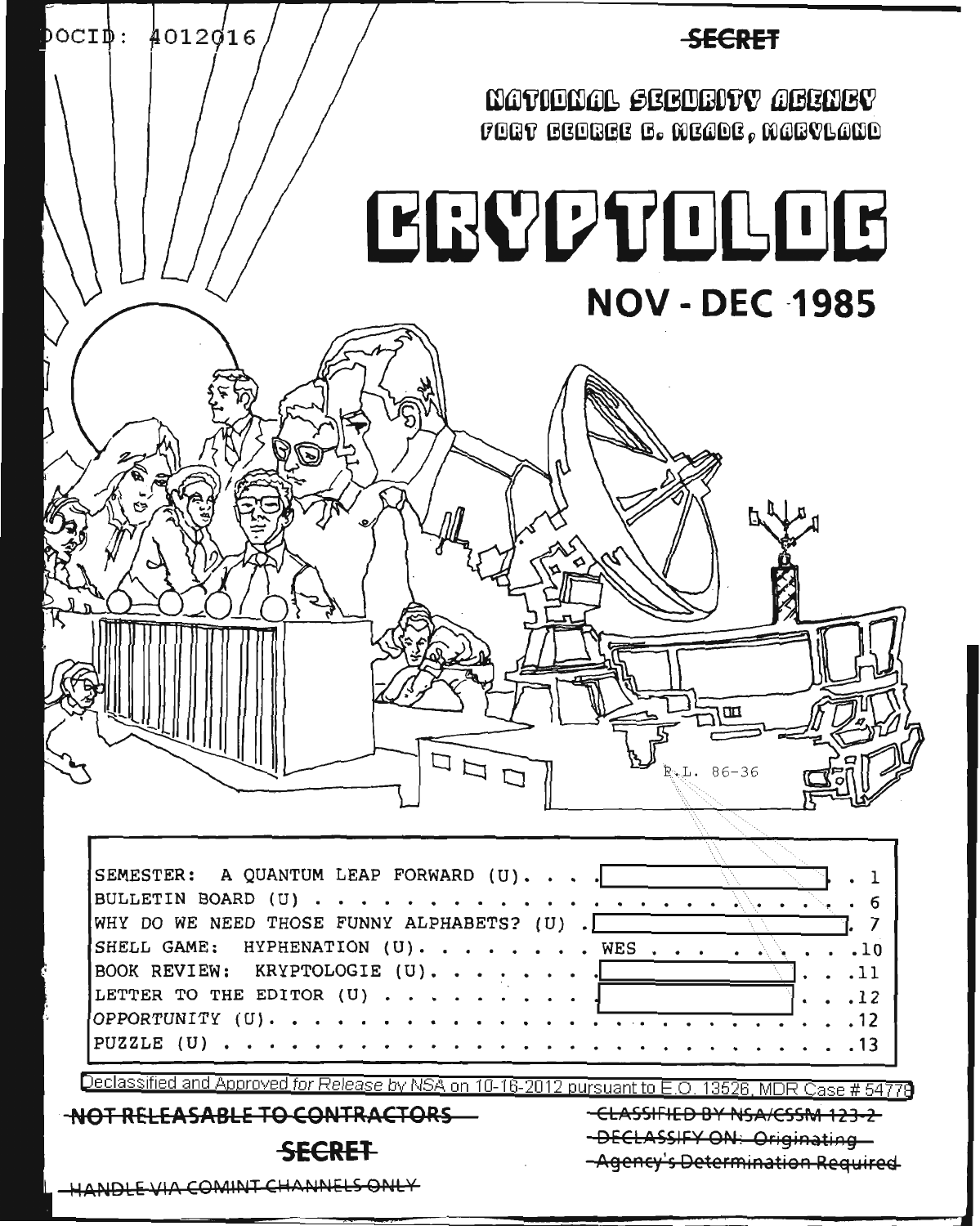DOCID: 4012016

~~SECRET~~

NATIONAL SECURITY AGENCY
FORT GEORGE G. MEADE, MARYLAND

# CRYPTOLOG

## NOV - DEC 1985

P.L. 86-36

| | | |
|---|---|---|
| SEMESTER: A QUANTUM LEAP FORWARD (U). . . . | [redacted] | 1 |
| BULLETIN BOARD (U) . . . . . . . . . . . . . . . . . . . . . . . . . | | 6 |
| WHY DO WE NEED THOSE FUNNY ALPHABETS? (U) . | [redacted] | 7 |
| SHELL GAME: HYPHENATION (U). . . . . . . . . | WES . . . . . . . . | 10 |
| BOOK REVIEW: KRYPTOLOGIE (U). . . . . . . . | [redacted] | 11 |
| LETTER TO THE EDITOR (U) . . . . . . . . . . | [redacted] | 12 |
| OPPORTUNITY (U). . . . . . . . . . . . . . . . . . . . . . . . . . . | | 12 |
| PUZZLE (U) . . . . . . . . . . . . . . . . . . . . . . . . . . . . . | | 13 |

Declassified and Approved for Release by NSA on 10-16-2012 pursuant to E.O. 13526, MDR Case # 54778

~~NOT RELEASABLE TO CONTRACTORS~~

~~SECRET~~

~~HANDLE VIA COMINT CHANNELS ONLY~~

~~CLASSIFIED BY NSA/CSSM 123-2~~
~~DECLASSIFY ON: Originating Agency's Determination Required~~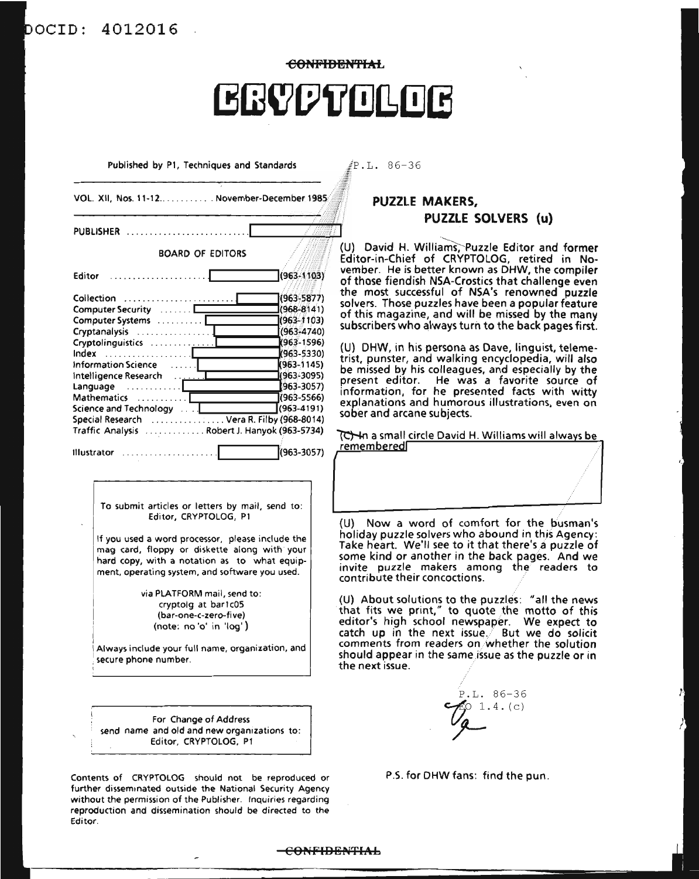DOCID: 4012016

CONFIDENTIAL

# CRYPTOLOG

Published by P1, Techniques and Standards

VOL. XII, Nos. 11-12 . . . . . . . . . . . November-December 1985

PUBLISHER . . . . . . . . . . . . . . . . . . . . . . . . . .

BOARD OF EDITORS

| | |
|---|---|
| Editor . . . . . . . . . . . . . . . . . . . . | (963-1103) |
| Collection . . . . . . . . . . . . . . . . . . . . . . . | (963-5877) |
| Computer Security . . . . . . | (968-8141) |
| Computer Systems . . . . . . . . . . | (963-1103) |
| Cryptanalysis . . . . . . . . . . . . . . . | (963-4740) |
| Cryptolinguistics . . . . . . . . . . . . . | (963-1596) |
| Index . . . . . . . . . . . . . . . . . . . | (963-5330) |
| Information Science . . . . . . | (963-1145) |
| Intelligence Research . . . . . . . | (963-3095) |
| Language . . . . . . . . . . . . | (963-3057) |
| Mathematics . . . . . . . . . . | (963-5566) |
| Science and Technology . . . . | (963-4191) |
| Special Research . . . . . . . . . . . . . . . . Vera R. Filby | (968-8014) |
| Traffic Analysis . . . . . . . . . . . . . Robert J. Hanyok | (963-5734) |
| Illustrator . . . . . . . . . . . . . . . . . . . . | (963-3057) |

To submit articles or letters by mail, send to:
Editor, CRYPTOLOG, P1

If you used a word processor, please include the mag card, floppy or diskette along with your hard copy, with a notation as to what equipment, operating system, and software you used.

via PLATFORM mail, send to:
cryptolg at bar1c05
(bar-one-c-zero-five)
(note: no 'o' in 'log')

Always include your full name, organization, and secure phone number.

For Change of Address
send name and old and new organizations to:
Editor, CRYPTOLOG, P1

Contents of CRYPTOLOG should not be reproduced or further disseminated outside the National Security Agency without the permission of the Publisher. Inquiries regarding reproduction and dissemination should be directed to the Editor.

P.L. 86-36

## PUZZLE MAKERS, PUZZLE SOLVERS (u)

(U) David H. Williams, Puzzle Editor and former Editor-in-Chief of CRYPTOLOG, retired in November. He is better known as DHW, the compiler of those fiendish NSA-Crostics that challenge even the most successful of NSA's renowned puzzle solvers. Those puzzles have been a popular feature of this magazine, and will be missed by the many subscribers who always turn to the back pages first.

(U) DHW, in his persona as Dave, linguist, telemetrist, punster, and walking encyclopedia, will also be missed by his colleagues, and especially by the present editor. He was a favorite source of information, for he presented facts with witty explanations and humorous illustrations, even on sober and arcane subjects.

~~(C)~~ In a small circle David H. Williams will always be remembered

(U) Now a word of comfort for the busman's holiday puzzle solvers who abound in this Agency: Take heart. We'll see to it that there's a puzzle of some kind or another in the back pages. And we invite puzzle makers among the readers to contribute their concoctions.

(U) About solutions to the puzzles: "all the news that fits we print," to quote the motto of this editor's high school newspaper. We expect to catch up in the next issue. But we do solicit comments from readers on whether the solution should appear in the same issue as the puzzle or in the next issue.

P.L. 86-36
EO 1.4.(c)

P.S. for DHW fans: find the pun.

CONFIDENTIAL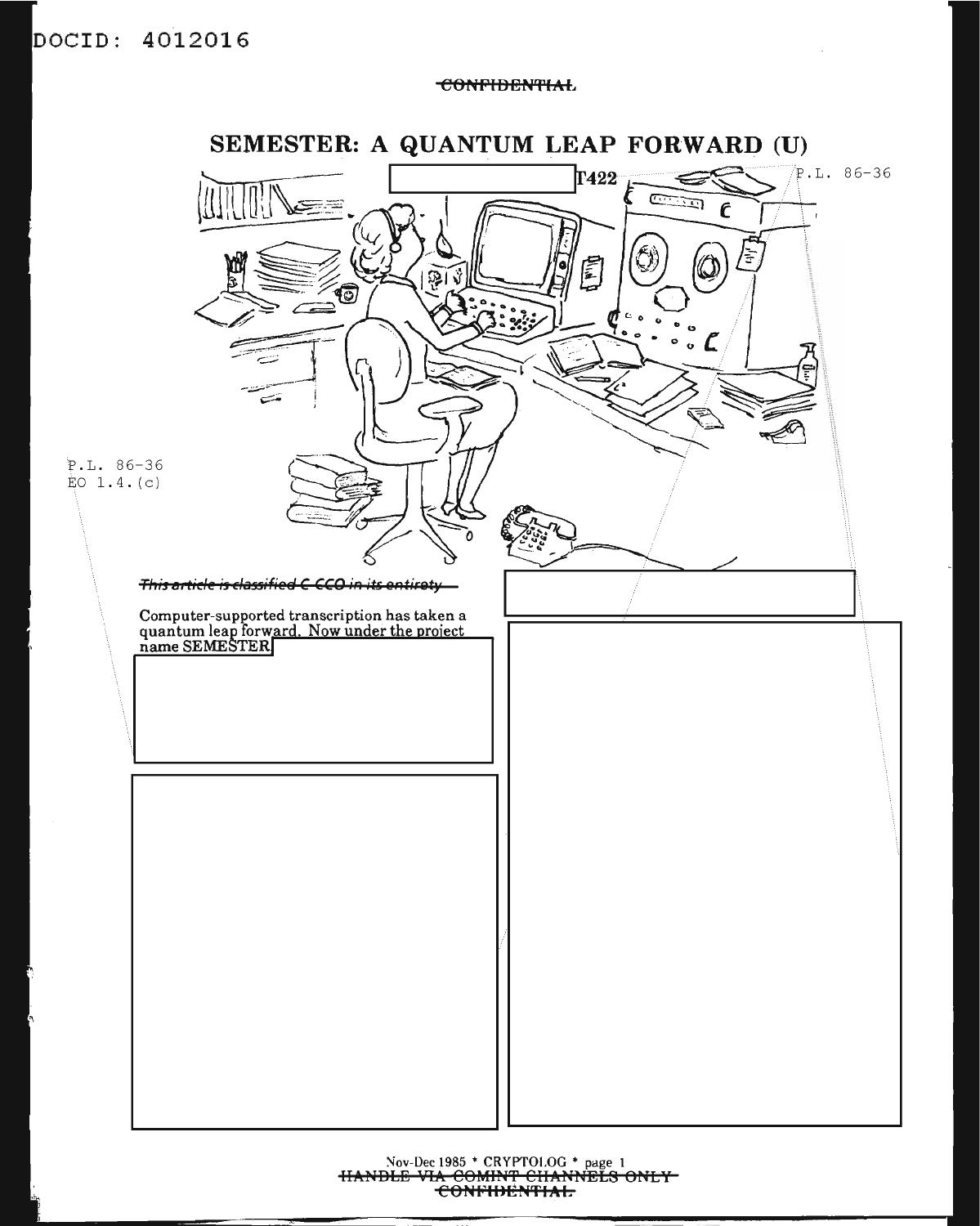CONFIDENTIAL

# SEMESTER: A QUANTUM LEAP FORWARD (U)

T422

P.L. 86-36

P.L. 86-36
EO 1.4.(c)

*This article is classified C CCO in its entirety*

Computer-supported transcription has taken a quantum leap forward. Now under the project name SEMESTER,

Nov-Dec 1985 * CRYPTOLOG * page 1

HANDLE VIA COMINT CHANNELS ONLY

CONFIDENTIAL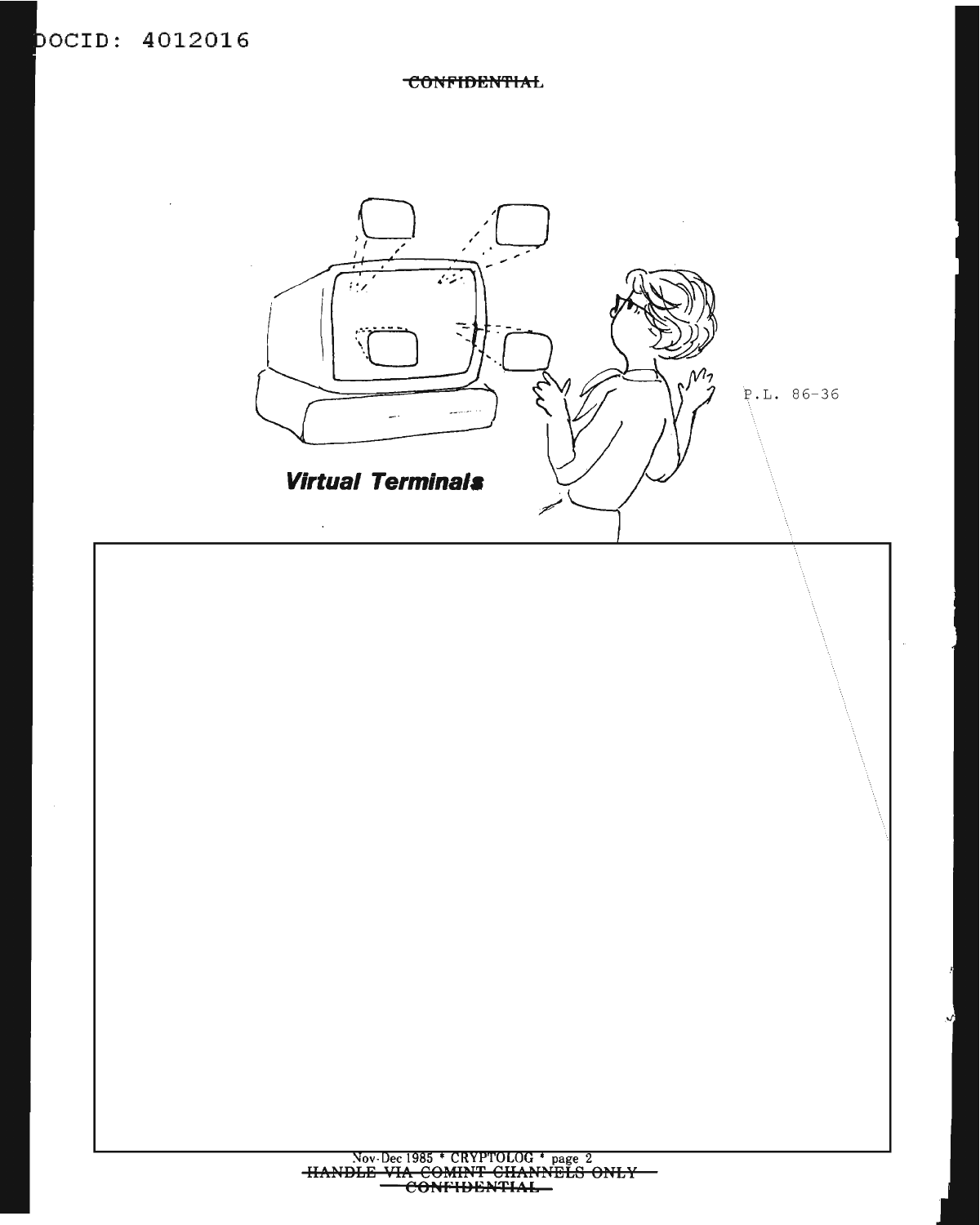CONFIDENTIAL

***Virtual Terminals***

P.L. 86-36

HANDLE VIA COMINT CHANNELS ONLY

CONFIDENTIAL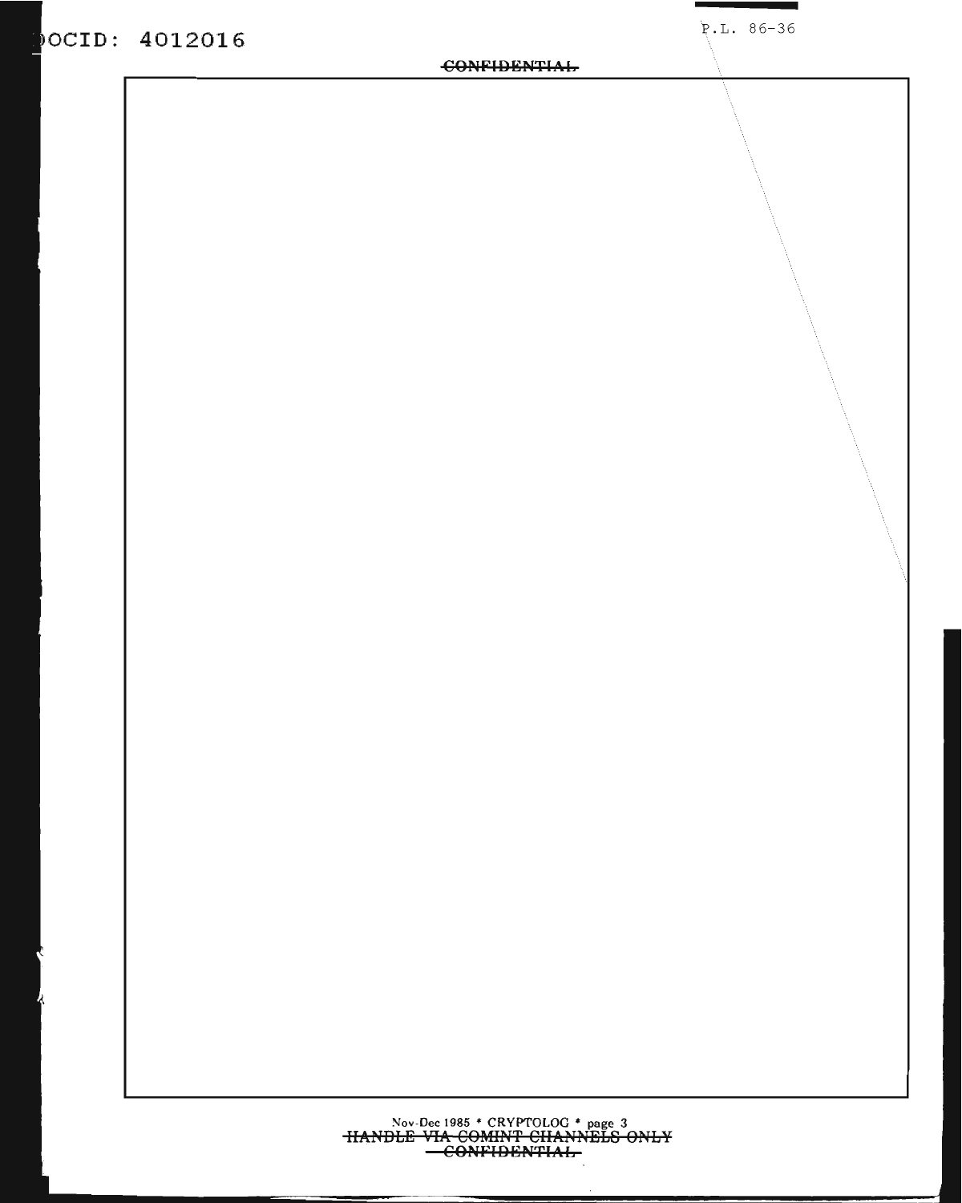P.L. 86-36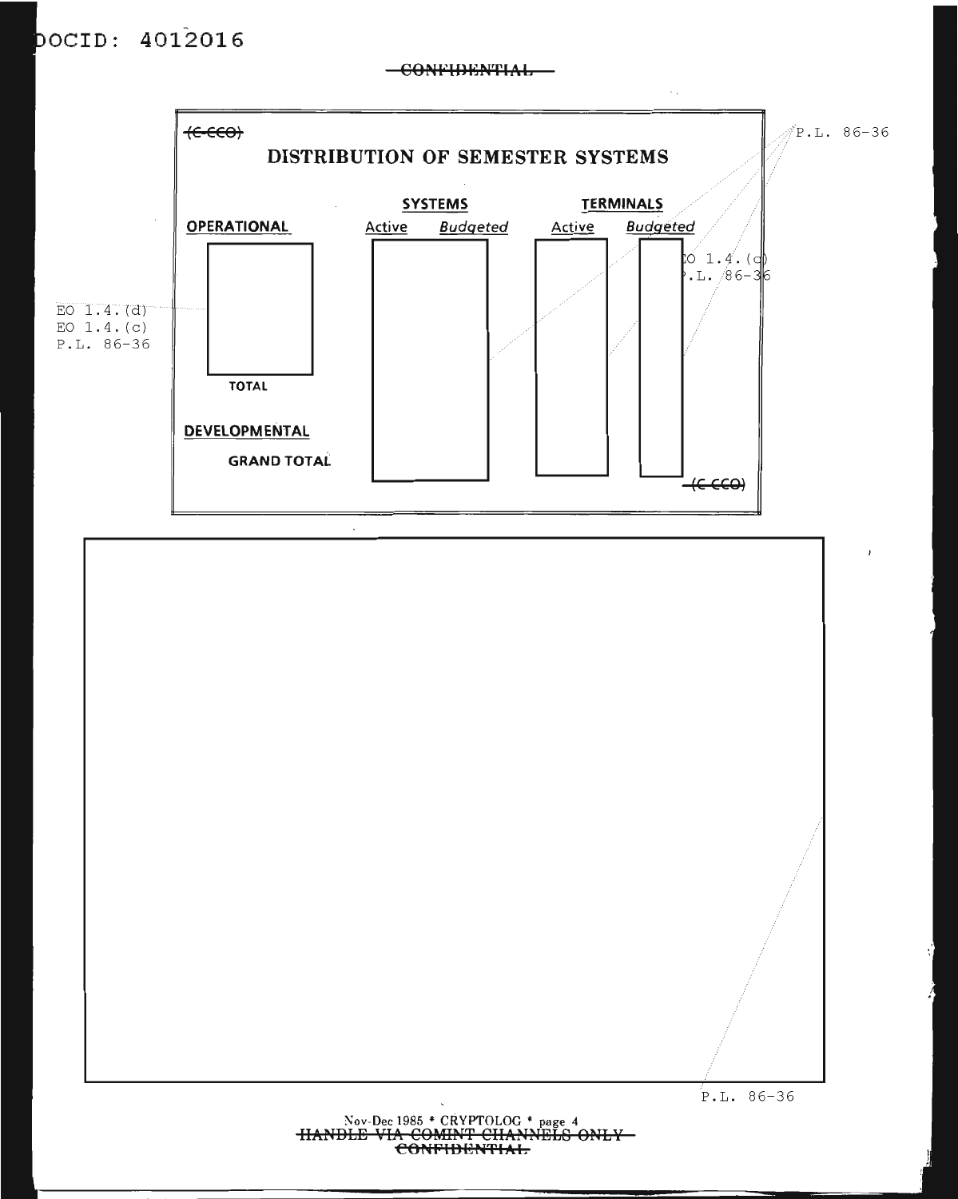CONFIDENTIAL

(C-CCO)

## DISTRIBUTION OF SEMESTER SYSTEMS

| | SYSTEMS | | TERMINALS | |
|---|---|---|---|---|
| **OPERATIONAL** | Active | *Budgeted* | Active | *Budgeted* |
| | | | | |
| **TOTAL** | | | | |
| **DEVELOPMENTAL** | | | | |
| **GRAND TOTAL** | | | | |

(C CCO)

P.L. 86-36

EO 1.4.(c)
P.L. 86-36

EO 1.4.(d)
EO 1.4.(c)
P.L. 86-36

P.L. 86-36

Nov-Dec 1985 * CRYPTOLOG * page 4

HANDLE VIA COMINT CHANNELS ONLY

CONFIDENTIAL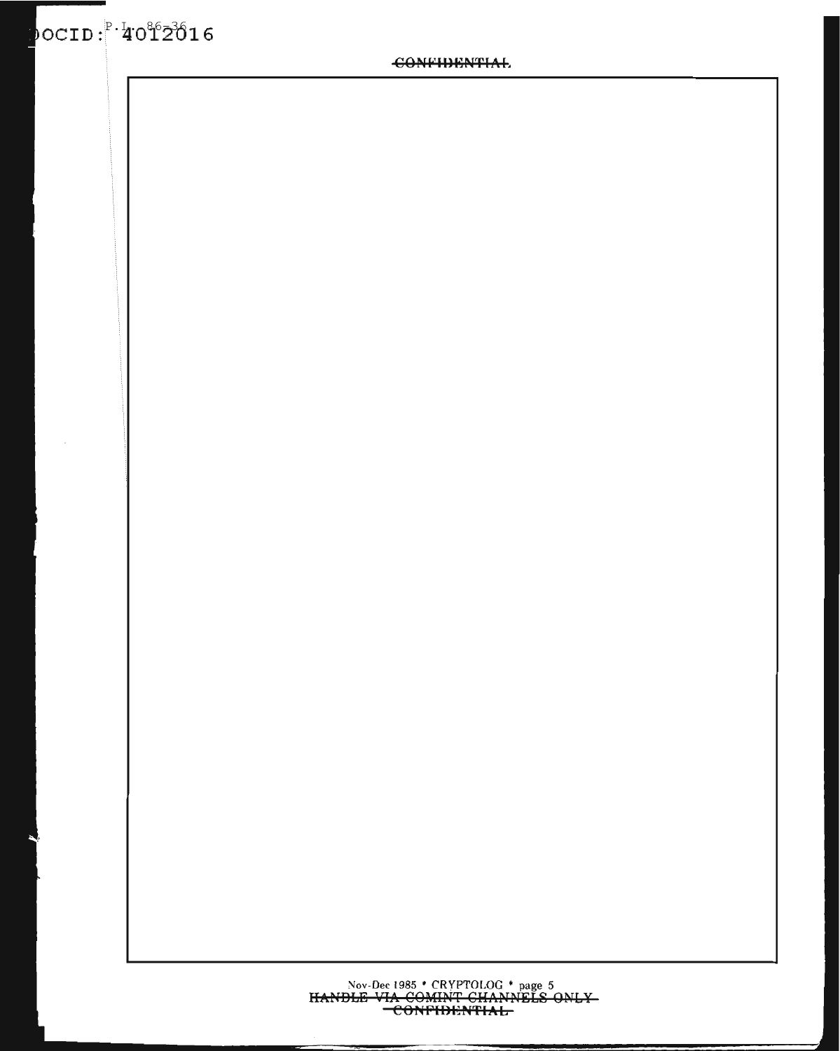P.L. 86-36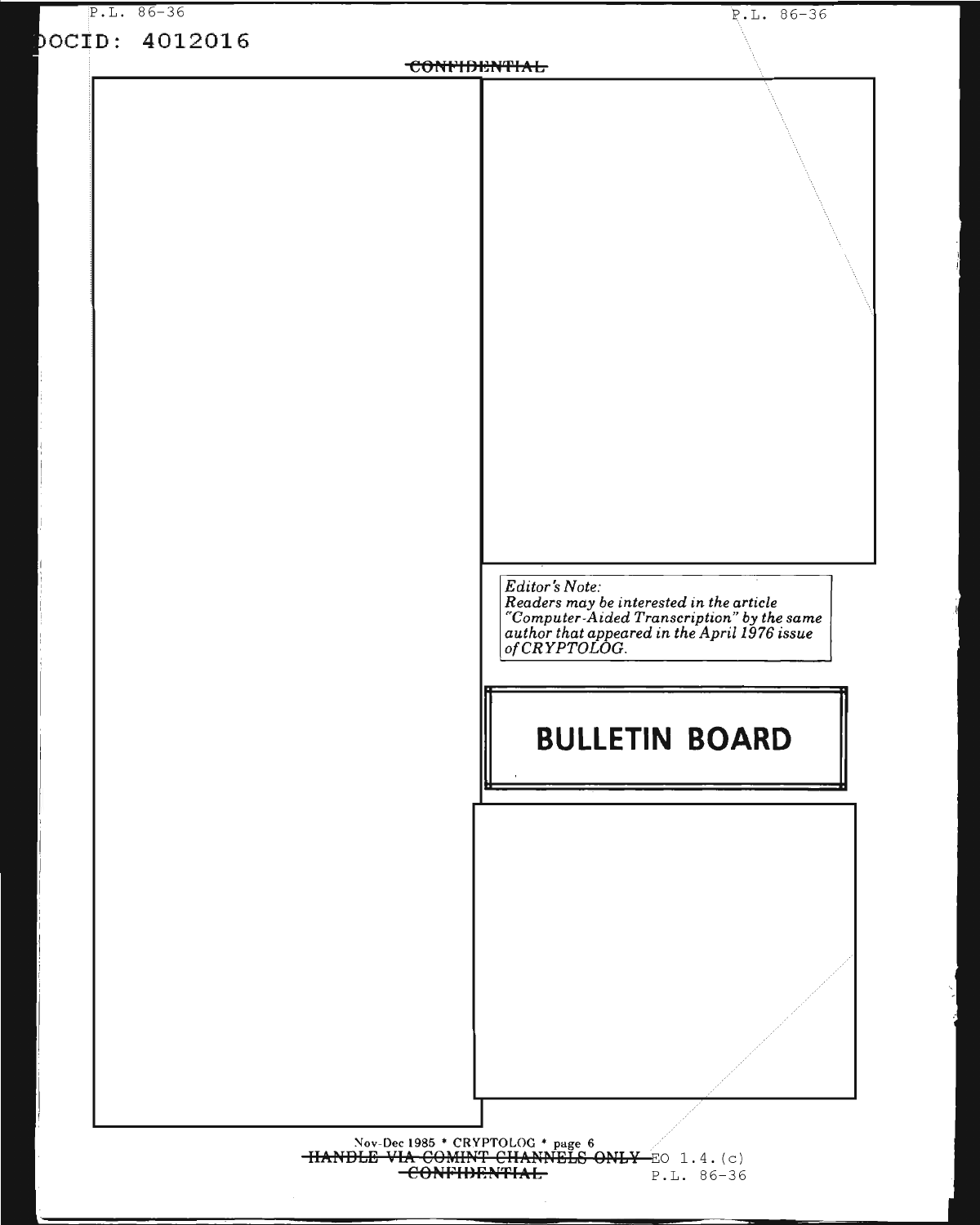CONFIDENTIAL

*Editor's Note:*
*Readers may be interested in the article "Computer-Aided Transcription" by the same author that appeared in the April 1976 issue of CRYPTOLOG.*

## BULLETIN BOARD

HANDLE VIA COMINT CHANNELS ONLY EO 1.4.(c)

P.L. 86-36

CONFIDENTIAL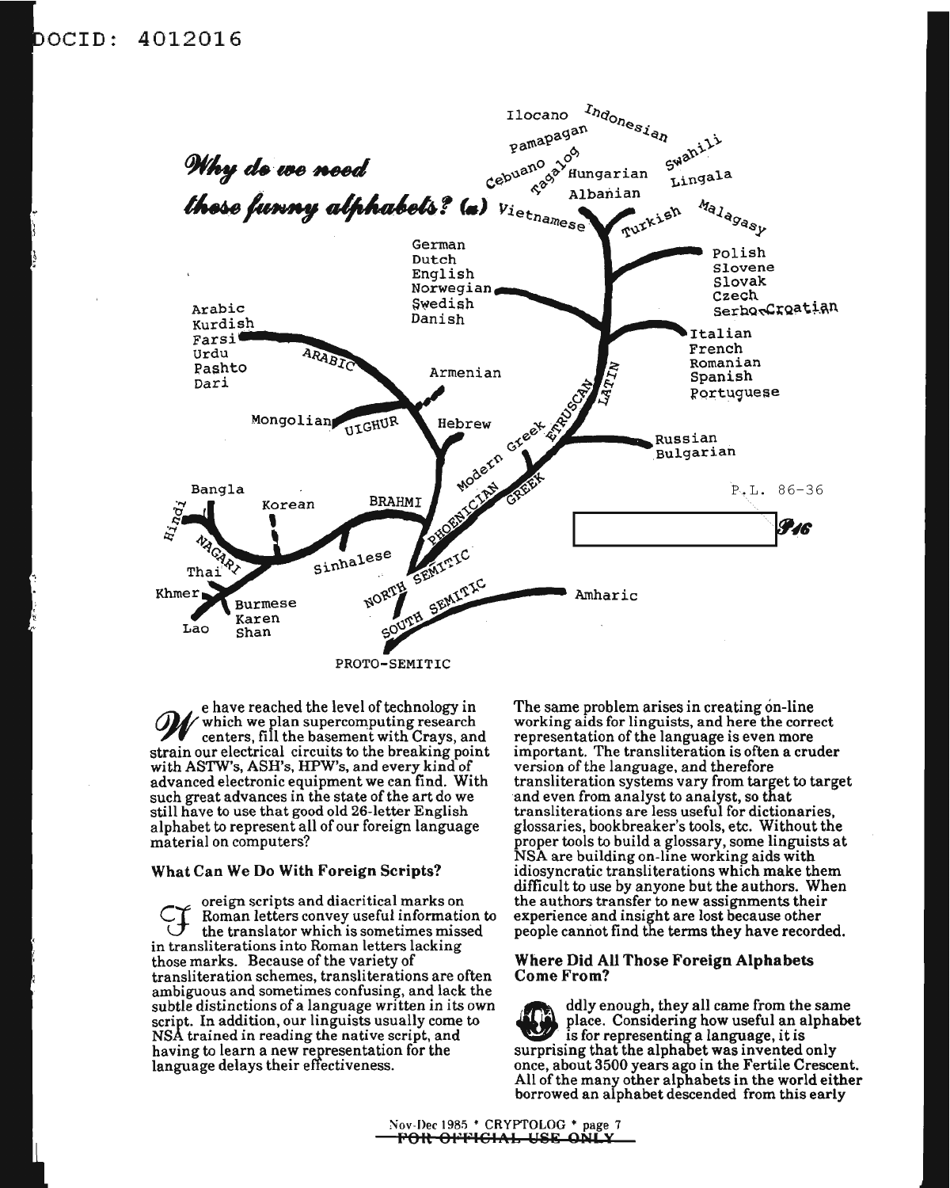# *Why do we need these funny alphabets?* (U)

Ilocano Indonesian Pamapagan Cebuano Tagalog Hungarian Swahili Lingala Albanian Vietnamese Turkish Malagasy

German Dutch English Norwegian Swedish Danish

Polish Slovene Slovak Czech Serbo-Croatian

Arabic Kurdish Farsi Urdu Pashto Dari

ARABIC

Italian French Romanian Spanish Portuguese

Armenian

LATIN

ETRUSCAN

Mongolian UIGHUR

Hebrew

Modern Greek

Russian Bulgarian

GREEK

Bangla

Hindi

Korean

BRAHMI

PHOENICIAN

P.L. 86-36

NAGARI

Thai

Sinhalese

NORTH SEMITIC

Khmer

Burmese Karen Shan

Lao

SOUTH SEMITIC

Amharic

PROTO-SEMITIC

We have reached the level of technology in which we plan supercomputing research centers, fill the basement with Crays, and strain our electrical circuits to the breaking point with ASTW's, ASH's, HPW's, and every kind of advanced electronic equipment we can find. With such great advances in the state of the art do we still have to use that good old 26-letter English alphabet to represent all of our foreign language material on computers?

### What Can We Do With Foreign Scripts?

Foreign scripts and diacritical marks on Roman letters convey useful information to the translator which is sometimes missed in transliterations into Roman letters lacking those marks. Because of the variety of transliteration schemes, transliterations are often ambiguous and sometimes confusing, and lack the subtle distinctions of a language written in its own script. In addition, our linguists usually come to NSA trained in reading the native script, and having to learn a new representation for the language delays their effectiveness.

The same problem arises in creating on-line working aids for linguists, and here the correct representation of the language is even more important. The transliteration is often a cruder version of the language, and therefore transliteration systems vary from target to target and even from analyst to analyst, so that transliterations are less useful for dictionaries, glossaries, bookbreaker's tools, etc. Without the proper tools to build a glossary, some linguists at NSA are building on-line working aids with idiosyncratic transliterations which make them difficult to use by anyone but the authors. When the authors transfer to new assignments their experience and insight are lost because other people cannot find the terms they have recorded.

### Where Did All Those Foreign Alphabets Come From?

Oddly enough, they all came from the same place. Considering how useful an alphabet is for representing a language, it is surprising that the alphabet was invented only once, about 3500 years ago in the Fertile Crescent. All of the many other alphabets in the world either borrowed an alphabet descended from this early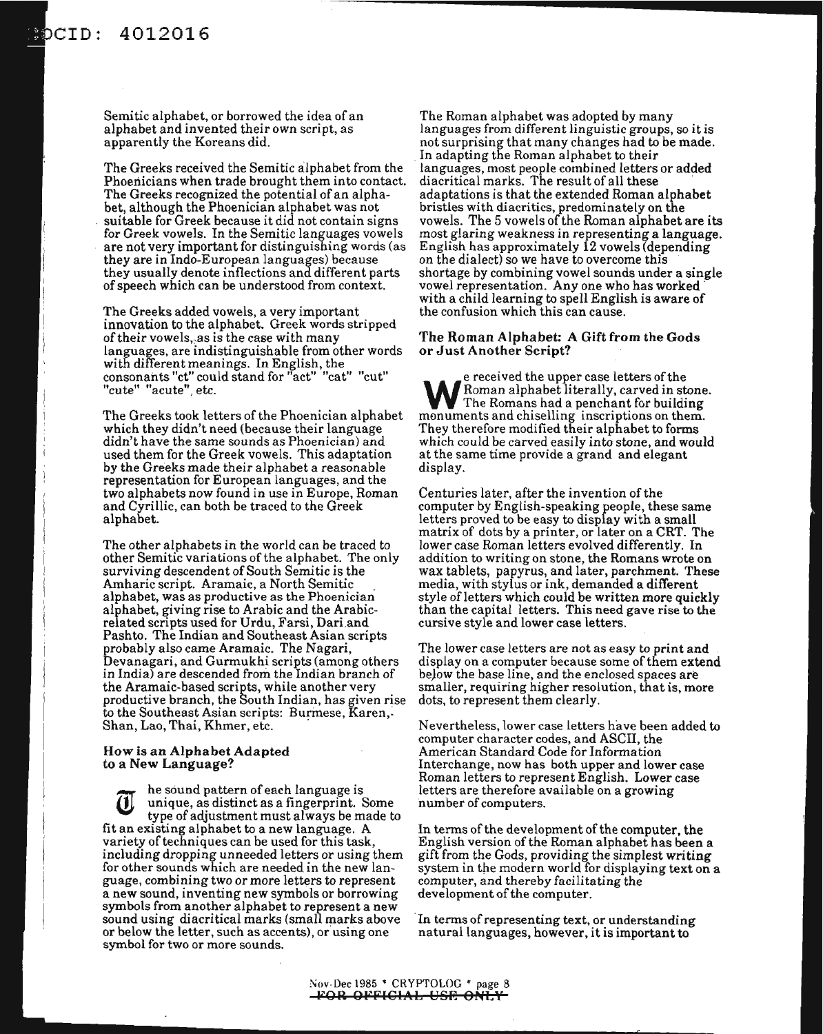Semitic alphabet, or borrowed the idea of an alphabet and invented their own script, as apparently the Koreans did.

The Greeks received the Semitic alphabet from the Phoenicians when trade brought them into contact. The Greeks recognized the potential of an alphabet, although the Phoenician alphabet was not suitable for Greek because it did not contain signs for Greek vowels. In the Semitic languages vowels are not very important for distinguishing words (as they are in Indo-European languages) because they usually denote inflections and different parts of speech which can be understood from context.

The Greeks added vowels, a very important innovation to the alphabet. Greek words stripped of their vowels, as is the case with many languages, are indistinguishable from other words with different meanings. In English, the consonants "ct" could stand for "act" "cat" "cut" "cute" "acute", etc.

The Greeks took letters of the Phoenician alphabet which they didn't need (because their language didn't have the same sounds as Phoenician) and used them for the Greek vowels. This adaptation by the Greeks made their alphabet a reasonable representation for European languages, and the two alphabets now found in use in Europe, Roman and Cyrillic, can both be traced to the Greek alphabet.

The other alphabets in the world can be traced to other Semitic variations of the alphabet. The only surviving descendent of South Semitic is the Amharic script. Aramaic, a North Semitic alphabet, was as productive as the Phoenician alphabet, giving rise to Arabic and the Arabic-related scripts used for Urdu, Farsi, Dari and Pashto. The Indian and Southeast Asian scripts probably also came Aramaic. The Nagari, Devanagari, and Gurmukhi scripts (among others in India) are descended from the Indian branch of the Aramaic-based scripts, while another very productive branch, the South Indian, has given rise to the Southeast Asian scripts: Burmese, Karen, Shan, Lao, Thai, Khmer, etc.

### How is an Alphabet Adapted to a New Language?

The sound pattern of each language is unique, as distinct as a fingerprint. Some type of adjustment must always be made to fit an existing alphabet to a new language. A variety of techniques can be used for this task, including dropping unneeded letters or using them for other sounds which are needed in the new language, combining two or more letters to represent a new sound, inventing new symbols or borrowing symbols from another alphabet to represent a new sound using diacritical marks (small marks above or below the letter, such as accents), or using one symbol for two or more sounds.

The Roman alphabet was adopted by many languages from different linguistic groups, so it is not surprising that many changes had to be made. In adapting the Roman alphabet to their languages, most people combined letters or added diacritical marks. The result of all these adaptations is that the extended Roman alphabet bristles with diacritics, predominately on the vowels. The 5 vowels of the Roman alphabet are its most glaring weakness in representing a language. English has approximately 12 vowels (depending on the dialect) so we have to overcome this shortage by combining vowel sounds under a single vowel representation. Any one who has worked with a child learning to spell English is aware of the confusion which this can cause.

### The Roman Alphabet: A Gift from the Gods or Just Another Script?

We received the upper case letters of the Roman alphabet literally, carved in stone. The Romans had a penchant for building monuments and chiselling inscriptions on them. They therefore modified their alphabet to forms which could be carved easily into stone, and would at the same time provide a grand and elegant display.

Centuries later, after the invention of the computer by English-speaking people, these same letters proved to be easy to display with a small matrix of dots by a printer, or later on a CRT. The lower case Roman letters evolved differently. In addition to writing on stone, the Romans wrote on wax tablets, papyrus, and later, parchment. These media, with stylus or ink, demanded a different style of letters which could be written more quickly than the capital letters. This need gave rise to the cursive style and lower case letters.

The lower case letters are not as easy to print and display on a computer because some of them extend below the base line, and the enclosed spaces are smaller, requiring higher resolution, that is, more dots, to represent them clearly.

Nevertheless, lower case letters have been added to computer character codes, and ASCII, the American Standard Code for Information Interchange, now has both upper and lower case Roman letters to represent English. Lower case letters are therefore available on a growing number of computers.

In terms of the development of the computer, the English version of the Roman alphabet has been a gift from the Gods, providing the simplest writing system in the modern world for displaying text on a computer, and thereby facilitating the development of the computer.

In terms of representing text, or understanding natural languages, however, it is important to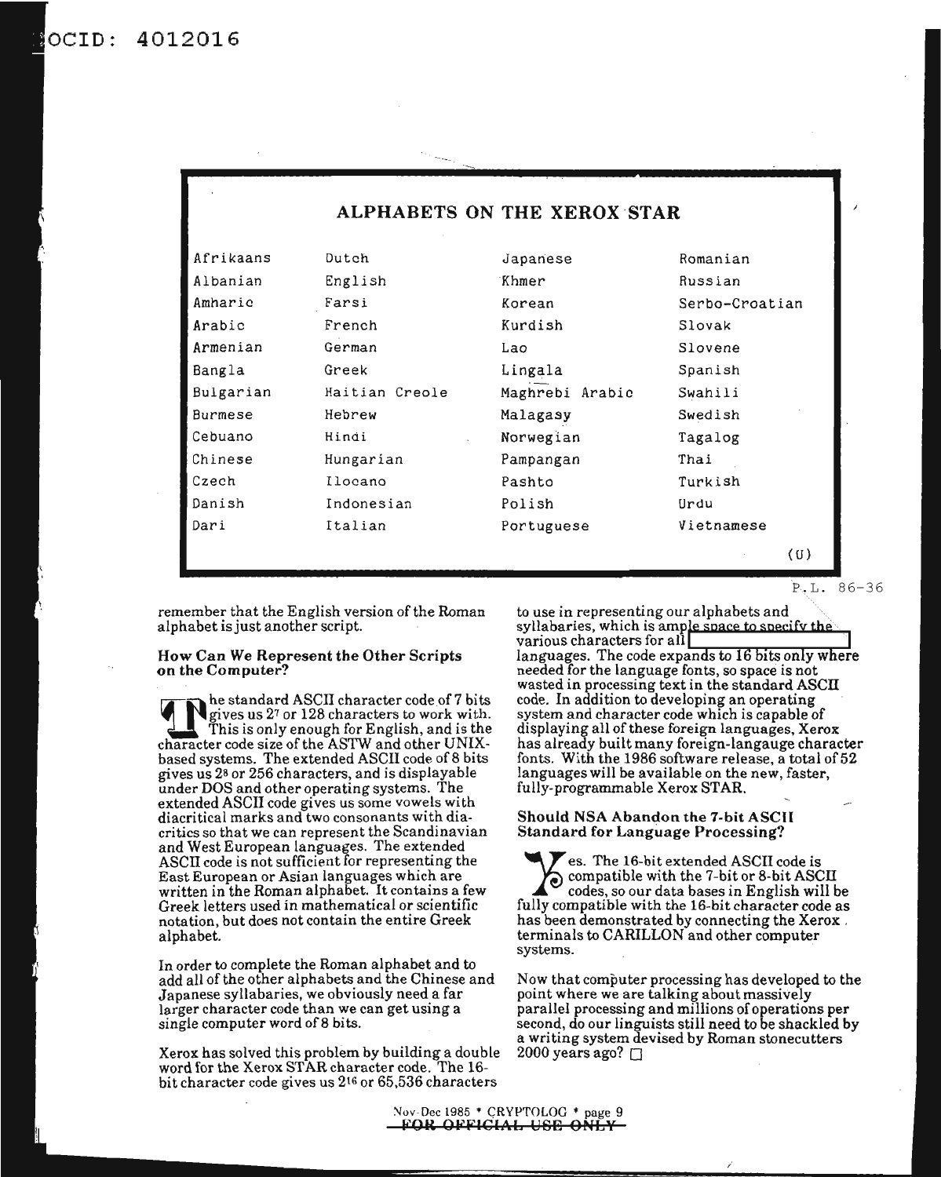## ALPHABETS ON THE XEROX STAR

| | | | |
|---|---|---|---|
| Afrikaans | Dutch | Japanese | Romanian |
| Albanian | English | Khmer | Russian |
| Amharic | Farsi | Korean | Serbo-Croatian |
| Arabic | French | Kurdish | Slovak |
| Armenian | German | Lao | Slovene |
| Bangla | Greek | Lingala | Spanish |
| Bulgarian | Haitian Creole | Maghrebi Arabic | Swahili |
| Burmese | Hebrew | Malagasy | Swedish |
| Cebuano | Hindi | Norwegian | Tagalog |
| Chinese | Hungarian | Pampangan | Thai |
| Czech | Ilocano | Pashto | Turkish |
| Danish | Indonesian | Polish | Urdu |
| Dari | Italian | Portuguese | Vietnamese |

(U)

P.L. 86-36

remember that the English version of the Roman alphabet is just another script.

### How Can We Represent the Other Scripts on the Computer?

The standard ASCII character code of 7 bits gives us $2^7$ or 128 characters to work with. This is only enough for English, and is the character code size of the ASTW and other UNIX-based systems. The extended ASCII code of 8 bits gives us $2^8$ or 256 characters, and is displayable under DOS and other operating systems. The extended ASCII code gives us some vowels with diacritical marks and two consonants with diacritics so that we can represent the Scandinavian and West European languages. The extended ASCII code is not sufficient for representing the East European or Asian languages which are written in the Roman alphabet. It contains a few Greek letters used in mathematical or scientific notation, but does not contain the entire Greek alphabet.

In order to complete the Roman alphabet and to add all of the other alphabets and the Chinese and Japanese syllabaries, we obviously need a far larger character code than we can get using a single computer word of 8 bits.

Xerox has solved this problem by building a double word for the Xerox STAR character code. The 16-bit character code gives us $2^{16}$ or 65,536 characters to use in representing our alphabets and syllabaries, which is ample space to specify the various characters for all [redacted] languages. The code expands to 16 bits only where needed for the language fonts, so space is not wasted in processing text in the standard ASCII code. In addition to developing an operating system and character code which is capable of displaying all of these foreign languages, Xerox has already built many foreign-langauge character fonts. With the 1986 software release, a total of 52 languages will be available on the new, faster, fully-programmable Xerox STAR.

### Should NSA Abandon the 7-bit ASCII Standard for Language Processing?

Yes. The 16-bit extended ASCII code is compatible with the 7-bit or 8-bit ASCII codes, so our data bases in English will be fully compatible with the 16-bit character code as has been demonstrated by connecting the Xerox terminals to CARILLON and other computer systems.

Now that computer processing has developed to the point where we are talking about massively parallel processing and millions of operations per second, do our linguists still need to be shackled by a writing system devised by Roman stonecutters 2000 years ago? □

Nov-Dec 1985 * CRYPTOLOG * page 9

~~FOR OFFICIAL USE ONLY~~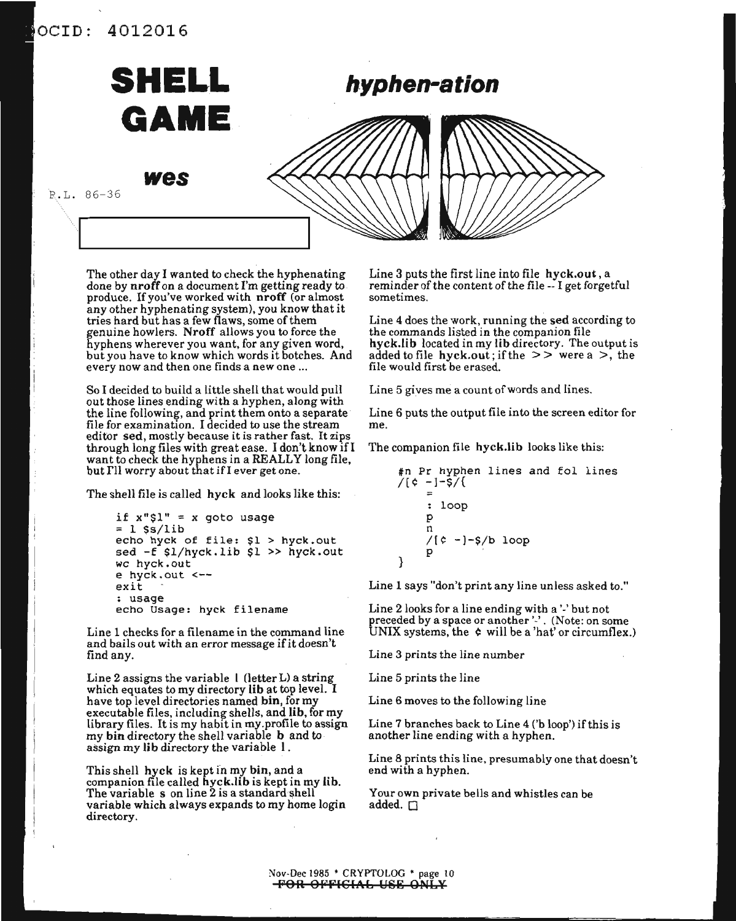# SHELL GAME

## hyphen-ation

**wes**

P.L. 86-36

The other day I wanted to check the hyphenating done by **nroff** on a document I'm getting ready to produce. If you've worked with **nroff** (or almost any other hyphenating system), you know that it tries hard but has a few flaws, some of them genuine howlers. **Nroff** allows you to force the hyphens wherever you want, for any given word, but you have to know which words it botches. And every now and then one finds a new one ...

So I decided to build a little shell that would pull out those lines ending with a hyphen, along with the line following, and print them onto a separate file for examination. I decided to use the stream editor **sed**, mostly because it is rather fast. It zips through long files with great ease. I don't know if I want to check the hyphens in a REALLY long file, but I'll worry about that if I ever get one.

The shell file is called **hyck** and looks like this:

```
if x"$1" = x goto usage
= l $s/lib
echo hyck of file: $1 > hyck.out
sed -f $l/hyck.lib $1 >> hyck.out
wc hyck.out
e hyck.out <--
exit
: usage
echo Usage: hyck filename
```

Line 1 checks for a filename in the command line and bails out with an error message if it doesn't find any.

Line 2 assigns the variable **l** (letter L) a string which equates to my directory **lib** at top level. I have top level directories named **bin**, for my executable files, including shells, and **lib**, for my library files. It is my habit in my.profile to assign my **bin** directory the shell variable **b** and to assign my **lib** directory the variable **l**.

This shell **hyck** is kept in my **bin**, and a companion file called **hyck.lib** is kept in my **lib**. The variable **s** on line 2 is a standard shell variable which always expands to my home login directory.

Line 3 puts the first line into file **hyck.out**, a reminder of the content of the file -- I get forgetful sometimes.

Line 4 does the work, running the **sed** according to the commands listed in the companion file **hyck.lib** located in my **lib** directory. The output is added to file **hyck.out**; if the >> were a >, the file would first be erased.

Line 5 gives me a count of words and lines.

Line 6 puts the output file into the screen editor for me.

The companion file **hyck.lib** looks like this:

```
#n Pr hyphen lines and fol lines
/[¢ -]-$/{
    =
    : loop
    p
    n
    /[¢ -]-$/b loop
    p
}
```

Line 1 says "don't print any line unless asked to."

Line 2 looks for a line ending with a '-' but not preceded by a space or another '-'. (Note: on some UNIX systems, the ¢ will be a 'hat' or circumflex.)

Line 3 prints the line number

Line 5 prints the line

Line 6 moves to the following line

Line 7 branches back to Line 4 ('b loop') if this is another line ending with a hyphen.

Line 8 prints this line, presumably one that doesn't end with a hyphen.

Your own private bells and whistles can be added. □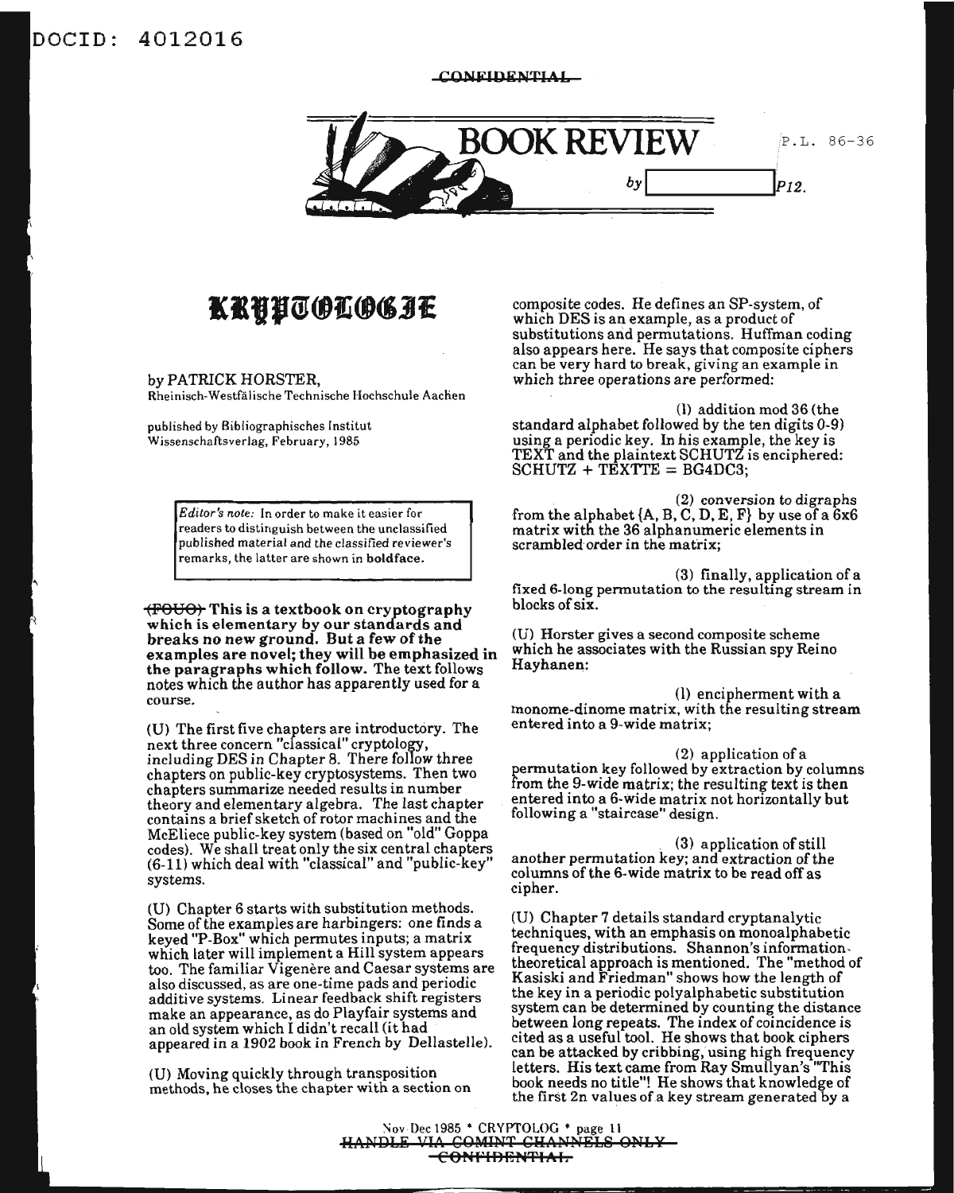DOCID: 4012016

~~CONFIDENTIAL~~

# BOOK REVIEW

P.L. 86-36

by [redacted] P12.

## KRYPTOLOGIE

by PATRICK HORSTER,
Rheinisch-Westfälische Technische Hochschule Aachen

published by Bibliographisches Institut Wissenschaftsverlag, February, 1985

> *Editor's note:* In order to make it easier for readers to distinguish between the unclassified published material and the classified reviewer's remarks, the latter are shown in **boldface**.

~~(FOUO)~~ **This is a textbook on cryptography which is elementary by our standards and breaks no new ground. But a few of the examples are novel; they will be emphasized in the paragraphs which follow.** The text follows notes which the author has apparently used for a course.

(U) The first five chapters are introductory. The next three concern "classical" cryptology, including DES in Chapter 8. There follow three chapters on public-key cryptosystems. Then two chapters summarize needed results in number theory and elementary algebra. The last chapter contains a brief sketch of rotor machines and the McEliece public-key system (based on "old" Goppa codes). We shall treat only the six central chapters (6-11) which deal with "classical" and "public-key" systems.

(U) Chapter 6 starts with substitution methods. Some of the examples are harbingers: one finds a keyed "P-Box" which permutes inputs; a matrix which later will implement a Hill system appears too. The familiar Vigenère and Caesar systems are also discussed, as are one-time pads and periodic additive systems. Linear feedback shift registers make an appearance, as do Playfair systems and an old system which I didn't recall (it had appeared in a 1902 book in French by Dellastelle).

(U) Moving quickly through transposition methods, he closes the chapter with a section on composite codes. He defines an SP-system, of which DES is an example, as a product of substitutions and permutations. Huffman coding also appears here. He says that composite ciphers can be very hard to break, giving an example in which three operations are performed:

(1) addition mod 36 (the standard alphabet followed by the ten digits 0-9) using a periodic key. In his example, the key is TEXT and the plaintext SCHUTZ is enciphered: SCHUTZ + TEXTTE = BG4DC3;

(2) conversion to digraphs from the alphabet {A, B, C, D, E, F} by use of a 6x6 matrix with the 36 alphanumeric elements in scrambled order in the matrix;

(3) finally, application of a fixed 6-long permutation to the resulting stream in blocks of six.

(U) Horster gives a second composite scheme which he associates with the Russian spy Reino Hayhanen:

(1) encipherment with a monome-dinome matrix, with the resulting stream entered into a 9-wide matrix;

(2) application of a permutation key followed by extraction by columns from the 9-wide matrix; the resulting text is then entered into a 6-wide matrix not horizontally but following a "staircase" design.

(3) application of still another permutation key; and extraction of the columns of the 6-wide matrix to be read off as cipher.

(U) Chapter 7 details standard cryptanalytic techniques, with an emphasis on monoalphabetic frequency distributions. Shannon's information-theoretical approach is mentioned. The "method of Kasiski and Friedman" shows how the length of the key in a periodic polyalphabetic substitution system can be determined by counting the distance between long repeats. The index of coincidence is cited as a useful tool. He shows that book ciphers can be attacked by cribbing, using high frequency letters. His text came from Ray Smullyan's "This book needs no title"! He shows that knowledge of the first 2n values of a key stream generated by a

~~HANDLE VIA COMINT CHANNELS ONLY~~
~~CONFIDENTIAL~~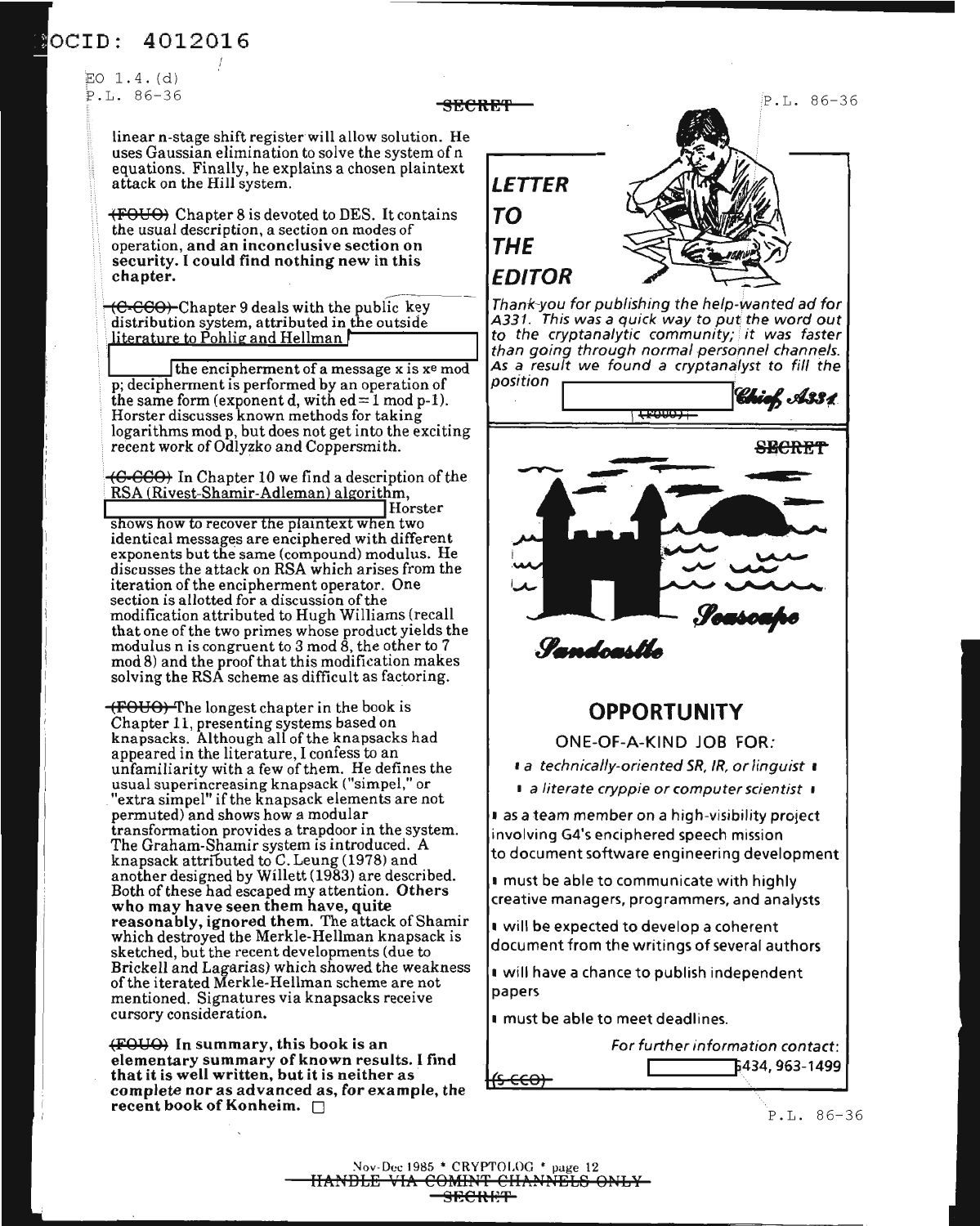linear n-stage shift register will allow solution. He uses Gaussian elimination to solve the system of n equations. Finally, he explains a chosen plaintext attack on the Hill system.

~~(FOUO)~~ Chapter 8 is devoted to DES. It contains the usual description, a section on modes of operation, **and an inconclusive section on security. I could find nothing new in this chapter.**

~~(C-CCO)~~ Chapter 9 deals with the public key distribution system, attributed in the outside literature to Pohlig and Hellman [redacted] the encipherment of a message x is $x^e$ mod p; decipherment is performed by an operation of the same form (exponent d, with ed = 1 mod p-1). Horster discusses known methods for taking logarithms mod p, but does not get into the exciting recent work of Odlyzko and Coppersmith.

~~(C-CCO)~~ In Chapter 10 we find a description of the RSA (Rivest-Shamir-Adleman) algorithm, [redacted] Horster shows how to recover the plaintext when two identical messages are enciphered with different exponents but the same (compound) modulus. He discusses the attack on RSA which arises from the iteration of the encipherment operator. One section is allotted for a discussion of the modification attributed to Hugh Williams (recall that one of the two primes whose product yields the modulus n is congruent to 3 mod 8, the other to 7 mod 8) and the proof that this modification makes solving the RSA scheme as difficult as factoring.

~~(FOUO)~~ The longest chapter in the book is Chapter 11, presenting systems based on knapsacks. Although all of the knapsacks had appeared in the literature, I confess to an unfamiliarity with a few of them. He defines the usual superincreasing knapsack ("simpel," or "extra simpel" if the knapsack elements are not permuted) and shows how a modular transformation provides a trapdoor in the system. The Graham-Shamir system is introduced. A knapsack attributed to C. Leung (1978) and another designed by Willett (1983) are described. Both of these had escaped my attention. **Others who may have seen them have, quite reasonably, ignored them.** The attack of Shamir which destroyed the Merkle-Hellman knapsack is sketched, but the recent developments (due to Brickell and Lagarias) which showed the weakness of the iterated Merkle-Hellman scheme are not mentioned. Signatures via knapsacks receive cursory consideration.

~~(FOUO)~~ **In summary, this book is an elementary summary of known results. I find that it is well written, but it is neither as complete nor as advanced as, for example, the recent book of Konheim.** □

## LETTER TO THE EDITOR

*Thank-you for publishing the help-wanted ad for A331. This was a quick way to put the word out to the cryptanalytic community; it was faster than going through normal personnel channels. As a result we found a cryptanalyst to fill the position* [redacted] *Chief, A331*

~~(FOUO)~~

*Seascape*

*Sandcastle*

## OPPORTUNITY

ONE-OF-A-KIND JOB FOR:

- *a technically-oriented SR, IR, or linguist*
- *a literate cryppie or computer scientist*

- as a team member on a high-visibility project involving G4's enciphered speech mission to document software engineering development
- must be able to communicate with highly creative managers, programmers, and analysts
- will be expected to develop a coherent document from the writings of several authors
- will have a chance to publish independent papers
- must be able to meet deadlines.

*For further information contact:* [redacted] 5434, 963-1499

~~(S-CCO)~~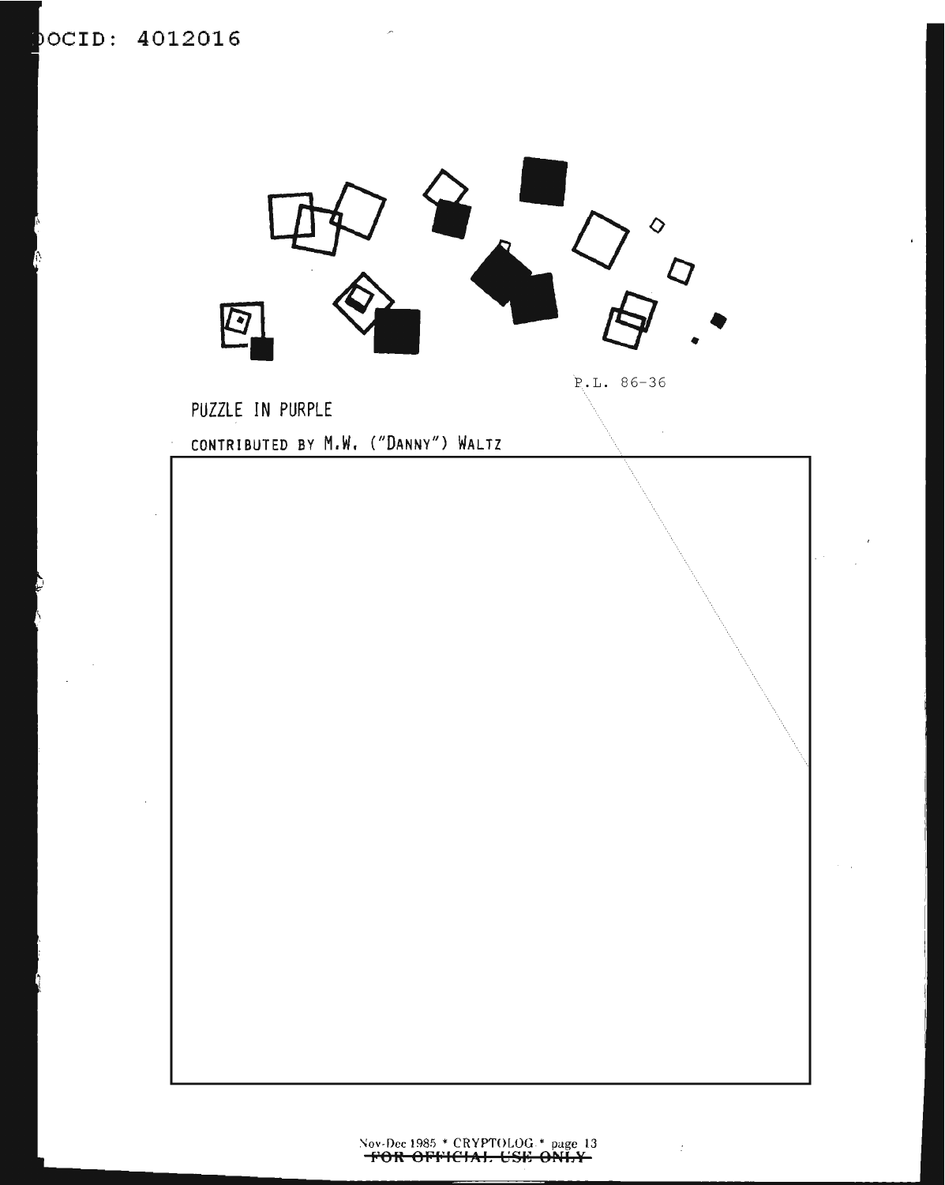P.L. 86-36

## PUZZLE IN PURPLE

CONTRIBUTED BY M.W. ("DANNY") WALTZ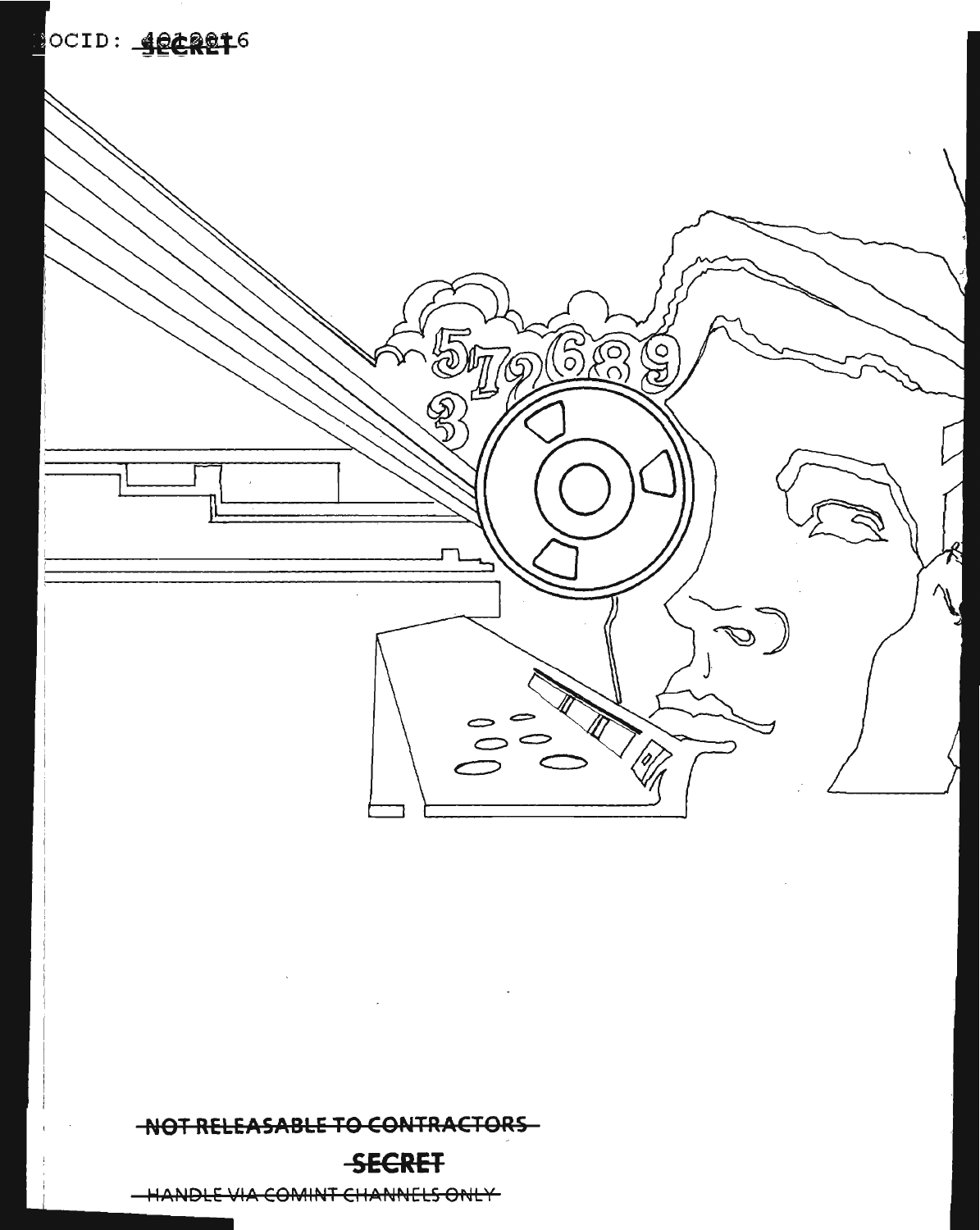NOT RELEASABLE TO CONTRACTORS

SECRET

HANDLE VIA COMINT CHANNELS ONLY